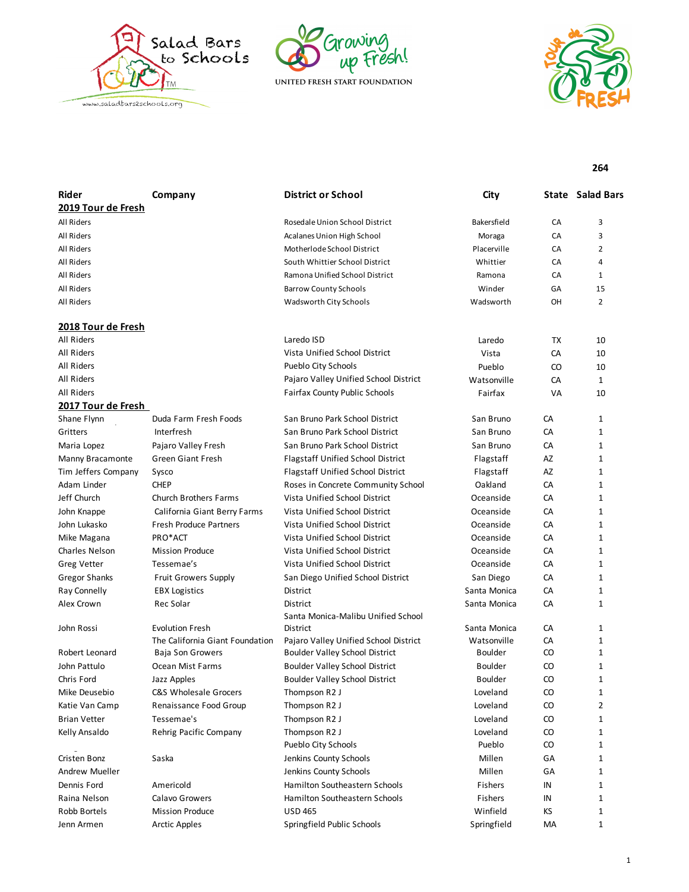Salad Bars to Schools
www.saladbars2schools.org

Growing up Fresh!
UNITED FRESH START FOUNDATION

Tour de FRESH

**264**

| Rider | Company | District or School | City | State | Salad Bars |
|---|---|---|---|---|---|
| **2019 Tour de Fresh** | | | | | |
| All Riders | | Rosedale Union School District | Bakersfield | CA | 3 |
| All Riders | | Acalanes Union High School | Moraga | CA | 3 |
| All Riders | | Motherlode School District | Placerville | CA | 2 |
| All Riders | | South Whittier School District | Whittier | CA | 4 |
| All Riders | | Ramona Unified School District | Ramona | CA | 1 |
| All Riders | | Barrow County Schools | Winder | GA | 15 |
| All Riders | | Wadsworth City Schools | Wadsworth | OH | 2 |
| **2018 Tour de Fresh** | | | | | |
| All Riders | | Laredo ISD | Laredo | TX | 10 |
| All Riders | | Vista Unified School District | Vista | CA | 10 |
| All Riders | | Pueblo City Schools | Pueblo | CO | 10 |
| All Riders | | Pajaro Valley Unified School District | Watsonville | CA | 1 |
| All Riders | | Fairfax County Public Schools | Fairfax | VA | 10 |
| **2017 Tour de Fresh** | | | | | |
| Shane Flynn | Duda Farm Fresh Foods | San Bruno Park School District | San Bruno | CA | 1 |
| Gritters | Interfresh | San Bruno Park School District | San Bruno | CA | 1 |
| Maria Lopez | Pajaro Valley Fresh | San Bruno Park School District | San Bruno | CA | 1 |
| Manny Bracamonte | Green Giant Fresh | Flagstaff Unified School District | Flagstaff | AZ | 1 |
| Tim Jeffers Company | Sysco | Flagstaff Unified School District | Flagstaff | AZ | 1 |
| Adam Linder | CHEP | Roses in Concrete Community School | Oakland | CA | 1 |
| Jeff Church | Church Brothers Farms | Vista Unified School District | Oceanside | CA | 1 |
| John Knappe | California Giant Berry Farms | Vista Unified School District | Oceanside | CA | 1 |
| John Lukasko | Fresh Produce Partners | Vista Unified School District | Oceanside | CA | 1 |
| Mike Magana | PRO*ACT | Vista Unified School District | Oceanside | CA | 1 |
| Charles Nelson | Mission Produce | Vista Unified School District | Oceanside | CA | 1 |
| Greg Vetter | Tessemae's | Vista Unified School District | Oceanside | CA | 1 |
| Gregor Shanks | Fruit Growers Supply | San Diego Unified School District | San Diego | CA | 1 |
| Ray Connelly | EBX Logistics | District | Santa Monica | CA | 1 |
| Alex Crown | Rec Solar | District | Santa Monica | CA | 1 |
| John Rossi | Evolution Fresh | Santa Monica-Malibu Unified School District | Santa Monica | CA | 1 |
| | The California Giant Foundation | Pajaro Valley Unified School District | Watsonville | CA | 1 |
| Robert Leonard | Baja Son Growers | Boulder Valley School District | Boulder | CO | 1 |
| John Pattulo | Ocean Mist Farms | Boulder Valley School District | Boulder | CO | 1 |
| Chris Ford | Jazz Apples | Boulder Valley School District | Boulder | CO | 1 |
| Mike Deusebio | C&S Wholesale Grocers | Thompson R2 J | Loveland | CO | 1 |
| Katie Van Camp | Renaissance Food Group | Thompson R2 J | Loveland | CO | 2 |
| Brian Vetter | Tessemae's | Thompson R2 J | Loveland | CO | 1 |
| Kelly Ansaldo | Rehrig Pacific Company | Thompson R2 J | Loveland | CO | 1 |
| | | Pueblo City Schools | Pueblo | CO | 1 |
| Cristen Bonz | Saska | Jenkins County Schools | Millen | GA | 1 |
| Andrew Mueller | | Jenkins County Schools | Millen | GA | 1 |
| Dennis Ford | Americold | Hamilton Southeastern Schools | Fishers | IN | 1 |
| Raina Nelson | Calavo Growers | Hamilton Southeastern Schools | Fishers | IN | 1 |
| Robb Bortels | Mission Produce | USD 465 | Winfield | KS | 1 |
| Jenn Armen | Arctic Apples | Springfield Public Schools | Springfield | MA | 1 |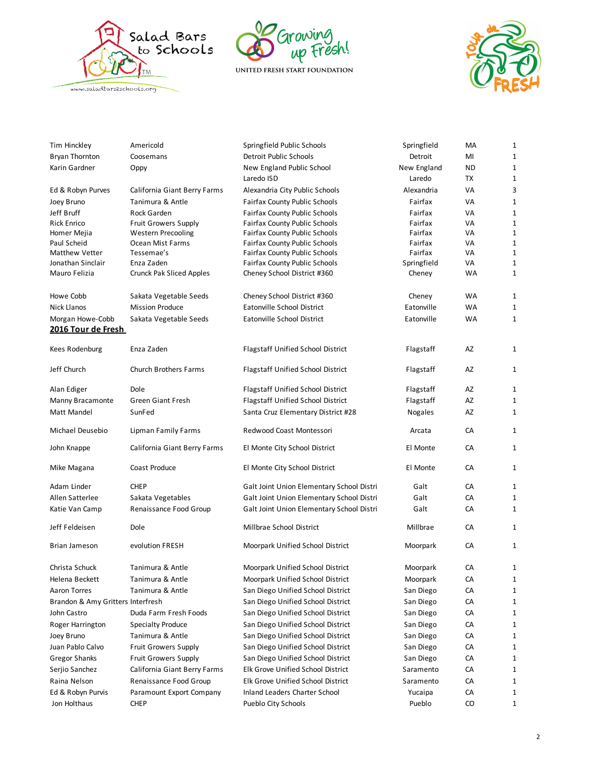| | | | | | |
|---|---|---|---|---|---|
| Tim Hinckley | Americold | Springfield Public Schools | Springfield | MA | 1 |
| Bryan Thornton | Coosemans | Detroit Public Schools | Detroit | MI | 1 |
| Karin Gardner | Oppy | New England Public School | New England | ND | 1 |
| | | Laredo ISD | Laredo | TX | 1 |
| Ed & Robyn Purves | California Giant Berry Farms | Alexandria City Public Schools | Alexandria | VA | 3 |
| Joey Bruno | Tanimura & Antle | Fairfax County Public Schools | Fairfax | VA | 1 |
| Jeff Bruff | Rock Garden | Fairfax County Public Schools | Fairfax | VA | 1 |
| Rick Enrico | Fruit Growers Supply | Fairfax County Public Schools | Fairfax | VA | 1 |
| Homer Mejia | Western Precooling | Fairfax County Public Schools | Fairfax | VA | 1 |
| Paul Scheid | Ocean Mist Farms | Fairfax County Public Schools | Fairfax | VA | 1 |
| Matthew Vetter | Tessemae's | Fairfax County Public Schools | Fairfax | VA | 1 |
| Jonathan Sinclair | Enza Zaden | Fairfax County Public Schools | Springfield | VA | 1 |
| Mauro Felizia | Crunck Pak Sliced Apples | Cheney School District #360 | Cheney | WA | 1 |
| Howe Cobb | Sakata Vegetable Seeds | Cheney School District #360 | Cheney | WA | 1 |
| Nick Llanos | Mission Produce | Eatonville School District | Eatonville | WA | 1 |
| Morgan Howe-Cobb | Sakata Vegetable Seeds | Eatonville School District | Eatonville | WA | 1 |

**2016 Tour de Fresh**

| | | | | | |
|---|---|---|---|---|---|
| Kees Rodenburg | Enza Zaden | Flagstaff Unified School District | Flagstaff | AZ | 1 |
| Jeff Church | Church Brothers Farms | Flagstaff Unified School District | Flagstaff | AZ | 1 |
| Alan Ediger | Dole | Flagstaff Unified School District | Flagstaff | AZ | 1 |
| Manny Bracamonte | Green Giant Fresh | Flagstaff Unified School District | Flagstaff | AZ | 1 |
| Matt Mandel | SunFed | Santa Cruz Elementary District #28 | Nogales | AZ | 1 |
| Michael Deusebio | Lipman Family Farms | Redwood Coast Montessori | Arcata | CA | 1 |
| John Knappe | California Giant Berry Farms | El Monte City School District | El Monte | CA | 1 |
| Mike Magana | Coast Produce | El Monte City School District | El Monte | CA | 1 |
| Adam Linder | CHEP | Galt Joint Union Elementary School Distri | Galt | CA | 1 |
| Allen Satterlee | Sakata Vegetables | Galt Joint Union Elementary School Distri | Galt | CA | 1 |
| Katie Van Camp | Renaissance Food Group | Galt Joint Union Elementary School Distri | Galt | CA | 1 |
| Jeff Feldeisen | Dole | Millbrae School District | Millbrae | CA | 1 |
| Brian Jameson | evolution FRESH | Moorpark Unified School District | Moorpark | CA | 1 |
| Christa Schuck | Tanimura & Antle | Moorpark Unified School District | Moorpark | CA | 1 |
| Helena Beckett | Tanimura & Antle | Moorpark Unified School District | Moorpark | CA | 1 |
| Aaron Torres | Tanimura & Antle | San Diego Unified School District | San Diego | CA | 1 |
| Brandon & Amy Gritters | Interfresh | San Diego Unified School District | San Diego | CA | 1 |
| John Castro | Duda Farm Fresh Foods | San Diego Unified School District | San Diego | CA | 1 |
| Roger Harrington | Specialty Produce | San Diego Unified School District | San Diego | CA | 1 |
| Joey Bruno | Tanimura & Antle | San Diego Unified School District | San Diego | CA | 1 |
| Juan Pablo Calvo | Fruit Growers Supply | San Diego Unified School District | San Diego | CA | 1 |
| Gregor Shanks | Fruit Growers Supply | San Diego Unified School District | San Diego | CA | 1 |
| Serjio Sanchez | California Giant Berry Farms | Elk Grove Unified School District | Saramento | CA | 1 |
| Raina Nelson | Renaissance Food Group | Elk Grove Unified School District | Saramento | CA | 1 |
| Ed & Robyn Purvis | Paramount Export Company | Inland Leaders Charter School | Yucaipa | CA | 1 |
| Jon Holthaus | CHEP | Pueblo City Schools | Pueblo | CO | 1 |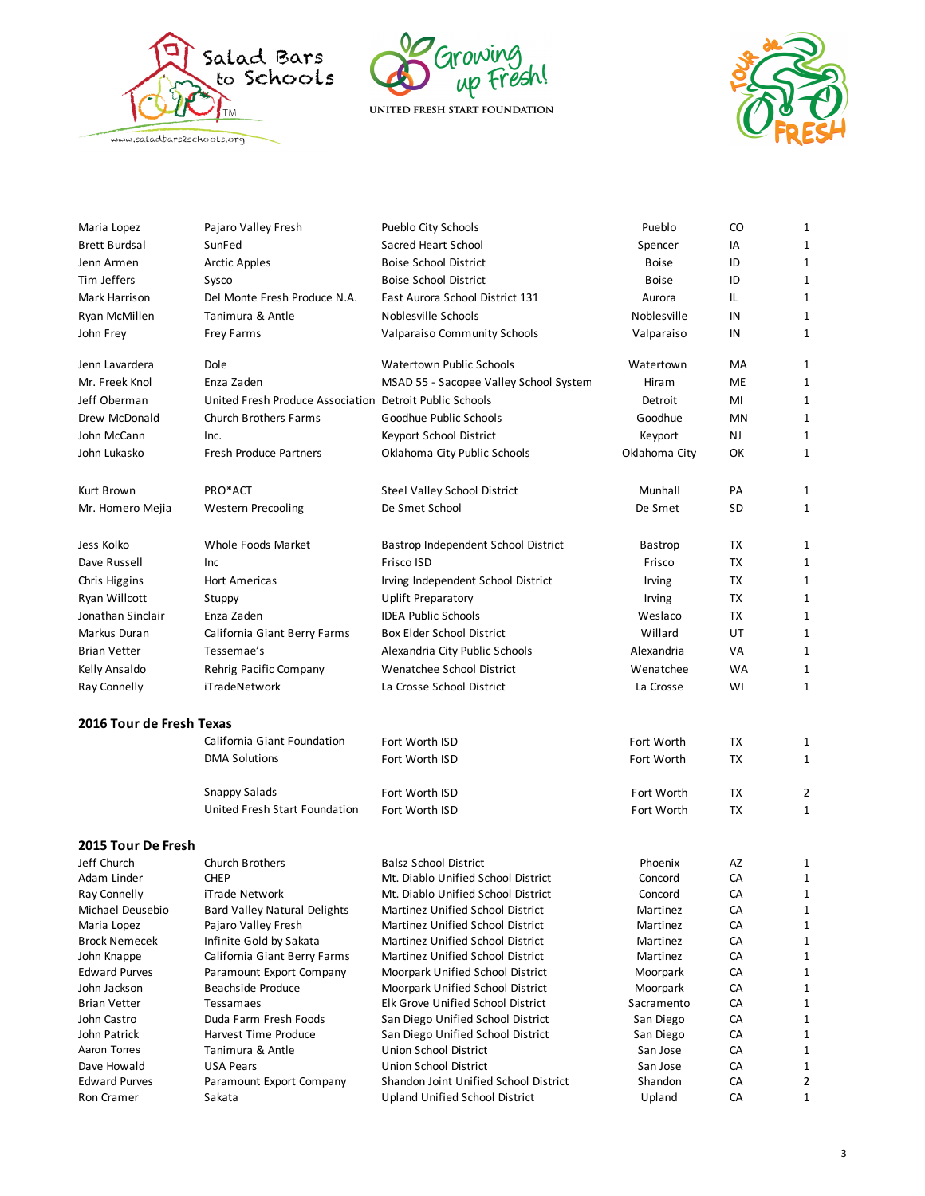| | | | | | |
|---|---|---|---|---|---|
| Maria Lopez | Pajaro Valley Fresh | Pueblo City Schools | Pueblo | CO | 1 |
| Brett Burdsal | SunFed | Sacred Heart School | Spencer | IA | 1 |
| Jenn Armen | Arctic Apples | Boise School District | Boise | ID | 1 |
| Tim Jeffers | Sysco | Boise School District | Boise | ID | 1 |
| Mark Harrison | Del Monte Fresh Produce N.A. | East Aurora School District 131 | Aurora | IL | 1 |
| Ryan McMillen | Tanimura & Antle | Noblesville Schools | Noblesville | IN | 1 |
| John Frey | Frey Farms | Valparaiso Community Schools | Valparaiso | IN | 1 |
| Jenn Lavardera | Dole | Watertown Public Schools | Watertown | MA | 1 |
| Mr. Freek Knol | Enza Zaden | MSAD 55 - Sacopee Valley School System | Hiram | ME | 1 |
| Jeff Oberman | United Fresh Produce Association | Detroit Public Schools | Detroit | MI | 1 |
| Drew McDonald | Church Brothers Farms | Goodhue Public Schools | Goodhue | MN | 1 |
| John McCann | Inc. | Keyport School District | Keyport | NJ | 1 |
| John Lukasko | Fresh Produce Partners | Oklahoma City Public Schools | Oklahoma City | OK | 1 |
| Kurt Brown | PRO*ACT | Steel Valley School District | Munhall | PA | 1 |
| Mr. Homero Mejia | Western Precooling | De Smet School | De Smet | SD | 1 |
| Jess Kolko | Whole Foods Market | Bastrop Independent School District | Bastrop | TX | 1 |
| Dave Russell | Inc | Frisco ISD | Frisco | TX | 1 |
| Chris Higgins | Hort Americas | Irving Independent School District | Irving | TX | 1 |
| Ryan Willcott | Stuppy | Uplift Preparatory | Irving | TX | 1 |
| Jonathan Sinclair | Enza Zaden | IDEA Public Schools | Weslaco | TX | 1 |
| Markus Duran | California Giant Berry Farms | Box Elder School District | Willard | UT | 1 |
| Brian Vetter | Tessemae's | Alexandria City Public Schools | Alexandria | VA | 1 |
| Kelly Ansaldo | Rehrig Pacific Company | Wenatchee School District | Wenatchee | WA | 1 |
| Ray Connelly | iTradeNetwork | La Crosse School District | La Crosse | WI | 1 |

**2016 Tour de Fresh Texas**

| | | | | | |
|---|---|---|---|---|---|
| | California Giant Foundation | Fort Worth ISD | Fort Worth | TX | 1 |
| | DMA Solutions | Fort Worth ISD | Fort Worth | TX | 1 |
| | Snappy Salads | Fort Worth ISD | Fort Worth | TX | 2 |
| | United Fresh Start Foundation | Fort Worth ISD | Fort Worth | TX | 1 |

**2015 Tour De Fresh**

| | | | | | |
|---|---|---|---|---|---|
| Jeff Church | Church Brothers | Balsz School District | Phoenix | AZ | 1 |
| Adam Linder | CHEP | Mt. Diablo Unified School District | Concord | CA | 1 |
| Ray Connelly | iTrade Network | Mt. Diablo Unified School District | Concord | CA | 1 |
| Michael Deusebio | Bard Valley Natural Delights | Martinez Unified School District | Martinez | CA | 1 |
| Maria Lopez | Pajaro Valley Fresh | Martinez Unified School District | Martinez | CA | 1 |
| Brock Nemecek | Infinite Gold by Sakata | Martinez Unified School District | Martinez | CA | 1 |
| John Knappe | California Giant Berry Farms | Martinez Unified School District | Martinez | CA | 1 |
| Edward Purves | Paramount Export Company | Moorpark Unified School District | Moorpark | CA | 1 |
| John Jackson | Beachside Produce | Moorpark Unified School District | Moorpark | CA | 1 |
| Brian Vetter | Tessamaes | Elk Grove Unified School District | Sacramento | CA | 1 |
| John Castro | Duda Farm Fresh Foods | San Diego Unified School District | San Diego | CA | 1 |
| John Patrick | Harvest Time Produce | San Diego Unified School District | San Diego | CA | 1 |
| Aaron Torres | Tanimura & Antle | Union School District | San Jose | CA | 1 |
| Dave Howald | USA Pears | Union School District | San Jose | CA | 1 |
| Edward Purves | Paramount Export Company | Shandon Joint Unified School District | Shandon | CA | 2 |
| Ron Cramer | Sakata | Upland Unified School District | Upland | CA | 1 |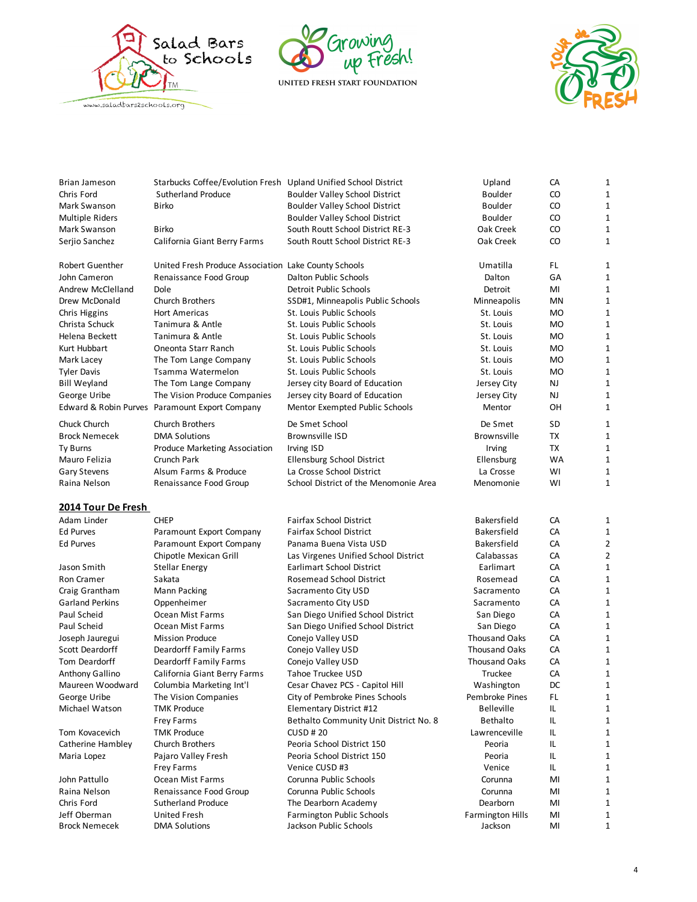| | | | | | |
|---|---|---|---|---|---|
| Brian Jameson | Starbucks Coffee/Evolution Fresh | Upland Unified School District | Upland | CA | 1 |
| Chris Ford | Sutherland Produce | Boulder Valley School District | Boulder | CO | 1 |
| Mark Swanson | Birko | Boulder Valley School District | Boulder | CO | 1 |
| Multiple Riders | | Boulder Valley School District | Boulder | CO | 1 |
| Mark Swanson | Birko | South Routt School District RE-3 | Oak Creek | CO | 1 |
| Serjio Sanchez | California Giant Berry Farms | South Routt School District RE-3 | Oak Creek | CO | 1 |
| Robert Guenther | United Fresh Produce Association | Lake County Schools | Umatilla | FL | 1 |
| John Cameron | Renaissance Food Group | Dalton Public Schools | Dalton | GA | 1 |
| Andrew McClelland | Dole | Detroit Public Schools | Detroit | MI | 1 |
| Drew McDonald | Church Brothers | SSD#1, Minneapolis Public Schools | Minneapolis | MN | 1 |
| Chris Higgins | Hort Americas | St. Louis Public Schools | St. Louis | MO | 1 |
| Christa Schuck | Tanimura & Antle | St. Louis Public Schools | St. Louis | MO | 1 |
| Helena Beckett | Tanimura & Antle | St. Louis Public Schools | St. Louis | MO | 1 |
| Kurt Hubbart | Oneonta Starr Ranch | St. Louis Public Schools | St. Louis | MO | 1 |
| Mark Lacey | The Tom Lange Company | St. Louis Public Schools | St. Louis | MO | 1 |
| Tyler Davis | Tsamma Watermelon | St. Louis Public Schools | St. Louis | MO | 1 |
| Bill Weyland | The Tom Lange Company | Jersey city Board of Education | Jersey City | NJ | 1 |
| George Uribe | The Vision Produce Companies | Jersey city Board of Education | Jersey City | NJ | 1 |
| Edward & Robin Purves | Paramount Export Company | Mentor Exempted Public Schools | Mentor | OH | 1 |
| Chuck Church | Church Brothers | De Smet School | De Smet | SD | 1 |
| Brock Nemecek | DMA Solutions | Brownsville ISD | Brownsville | TX | 1 |
| Ty Burns | Produce Marketing Association | Irving ISD | Irving | TX | 1 |
| Mauro Felizia | Crunch Park | Ellensburg School District | Ellensburg | WA | 1 |
| Gary Stevens | Alsum Farms & Produce | La Crosse School District | La Crosse | WI | 1 |
| Raina Nelson | Renaissance Food Group | School District of the Menomonie Area | Menomonie | WI | 1 |

## 2014 Tour De Fresh

| | | | | | |
|---|---|---|---|---|---|
| Adam Linder | CHEP | Fairfax School District | Bakersfield | CA | 1 |
| Ed Purves | Paramount Export Company | Fairfax School District | Bakersfield | CA | 1 |
| Ed Purves | Paramount Export Company | Panama Buena Vista USD | Bakersfield | CA | 2 |
| | Chipotle Mexican Grill | Las Virgenes Unified School District | Calabassas | CA | 2 |
| Jason Smith | Stellar Energy | Earlimart School District | Earlimart | CA | 1 |
| Ron Cramer | Sakata | Rosemead School District | Rosemead | CA | 1 |
| Craig Grantham | Mann Packing | Sacramento City USD | Sacramento | CA | 1 |
| Garland Perkins | Oppenheimer | Sacramento City USD | Sacramento | CA | 1 |
| Paul Scheid | Ocean Mist Farms | San Diego Unified School District | San Diego | CA | 1 |
| Paul Scheid | Ocean Mist Farms | San Diego Unified School District | San Diego | CA | 1 |
| Joseph Jauregui | Mission Produce | Conejo Valley USD | Thousand Oaks | CA | 1 |
| Scott Deardorff | Deardorff Family Farms | Conejo Valley USD | Thousand Oaks | CA | 1 |
| Tom Deardorff | Deardorff Family Farms | Conejo Valley USD | Thousand Oaks | CA | 1 |
| Anthony Gallino | California Giant Berry Farms | Tahoe Truckee USD | Truckee | CA | 1 |
| Maureen Woodward | Columbia Marketing Int'l | Cesar Chavez PCS - Capitol Hill | Washington | DC | 1 |
| George Uribe | The Vision Companies | City of Pembroke Pines Schools | Pembroke Pines | FL | 1 |
| Michael Watson | TMK Produce | Elementary District #12 | Belleville | IL | 1 |
| | Frey Farms | Bethalto Community Unit District No. 8 | Bethalto | IL | 1 |
| Tom Kovacevich | TMK Produce | CUSD # 20 | Lawrenceville | IL | 1 |
| Catherine Hambley | Church Brothers | Peoria School District 150 | Peoria | IL | 1 |
| Maria Lopez | Pajaro Valley Fresh | Peoria School District 150 | Peoria | IL | 1 |
| | Frey Farms | Venice CUSD #3 | Venice | IL | 1 |
| John Pattullo | Ocean Mist Farms | Corunna Public Schools | Corunna | MI | 1 |
| Raina Nelson | Renaissance Food Group | Corunna Public Schools | Corunna | MI | 1 |
| Chris Ford | Sutherland Produce | The Dearborn Academy | Dearborn | MI | 1 |
| Jeff Oberman | United Fresh | Farmington Public Schools | Farmington Hills | MI | 1 |
| Brock Nemecek | DMA Solutions | Jackson Public Schools | Jackson | MI | 1 |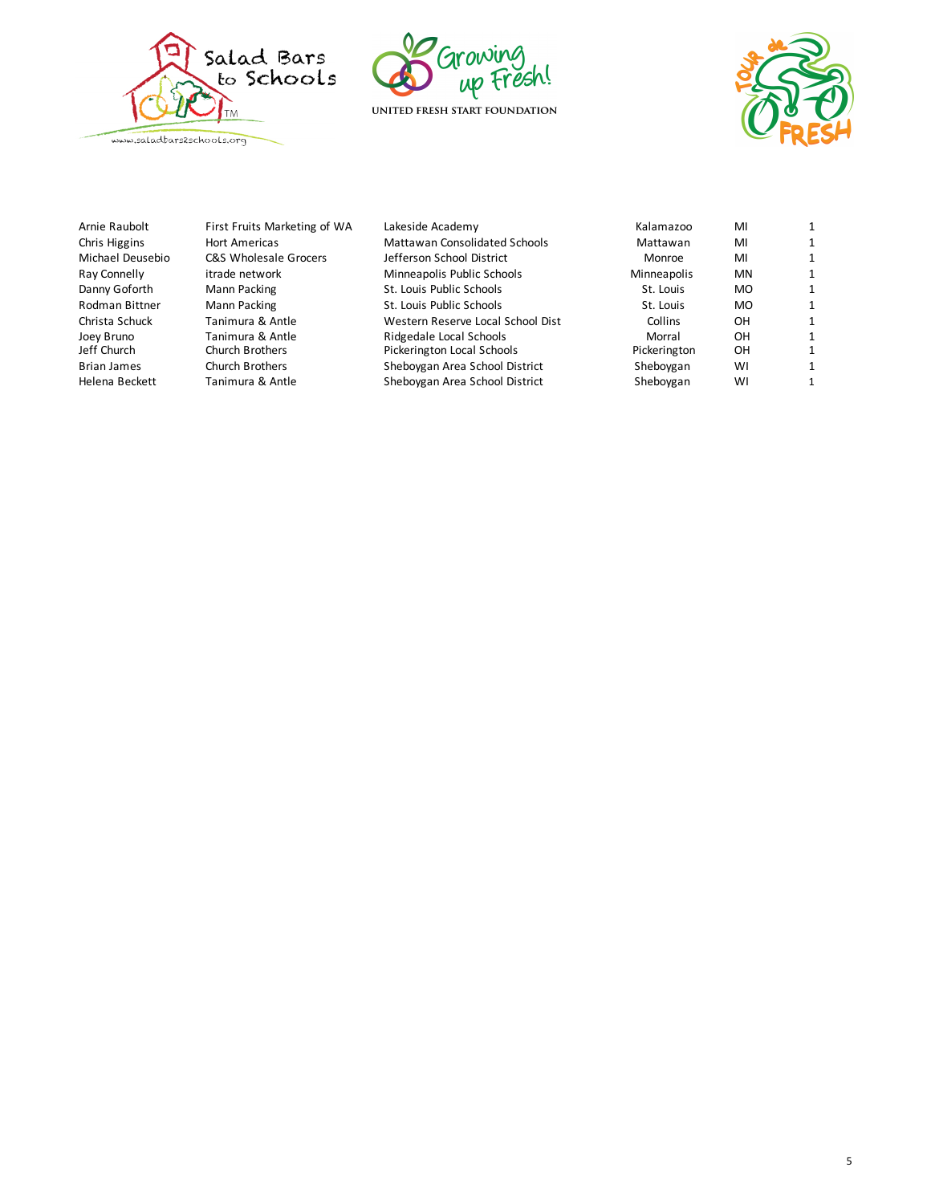| | | | | | |
|---|---|---|---|---|---|
| Arnie Raubolt | First Fruits Marketing of WA | Lakeside Academy | Kalamazoo | MI | 1 |
| Chris Higgins | Hort Americas | Mattawan Consolidated Schools | Mattawan | MI | 1 |
| Michael Deusebio | C&S Wholesale Grocers | Jefferson School District | Monroe | MI | 1 |
| Ray Connelly | itrade network | Minneapolis Public Schools | Minneapolis | MN | 1 |
| Danny Goforth | Mann Packing | St. Louis Public Schools | St. Louis | MO | 1 |
| Rodman Bittner | Mann Packing | St. Louis Public Schools | St. Louis | MO | 1 |
| Christa Schuck | Tanimura & Antle | Western Reserve Local School Dist | Collins | OH | 1 |
| Joey Bruno | Tanimura & Antle | Ridgedale Local Schools | Morral | OH | 1 |
| Jeff Church | Church Brothers | Pickerington Local Schools | Pickerington | OH | 1 |
| Brian James | Church Brothers | Sheboygan Area School District | Sheboygan | WI | 1 |
| Helena Beckett | Tanimura & Antle | Sheboygan Area School District | Sheboygan | WI | 1 |